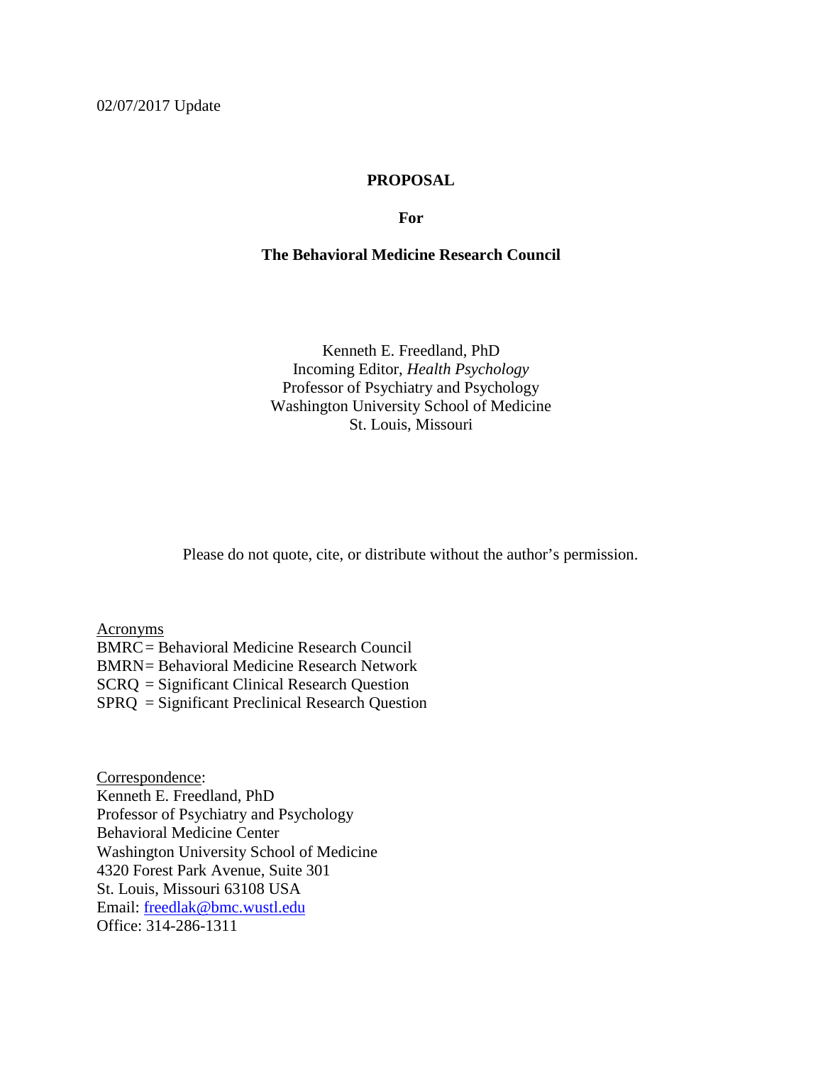02/07/2017 Update

# PROPOSAL

**For**

**The Behavioral Medicine Research Council**

Kenneth E. Freedland, PhD
Incoming Editor, *Health Psychology*
Professor of Psychiatry and Psychology
Washington University School of Medicine
St. Louis, Missouri

Please do not quote, cite, or distribute without the author's permission.

<u>Acronyms</u>
BMRC = Behavioral Medicine Research Council
BMRN = Behavioral Medicine Research Network
SCRQ = Significant Clinical Research Question
SPRQ = Significant Preclinical Research Question

<u>Correspondence</u>:
Kenneth E. Freedland, PhD
Professor of Psychiatry and Psychology
Behavioral Medicine Center
Washington University School of Medicine
4320 Forest Park Avenue, Suite 301
St. Louis, Missouri 63108 USA
Email: freedlak@bmc.wustl.edu
Office: 314-286-1311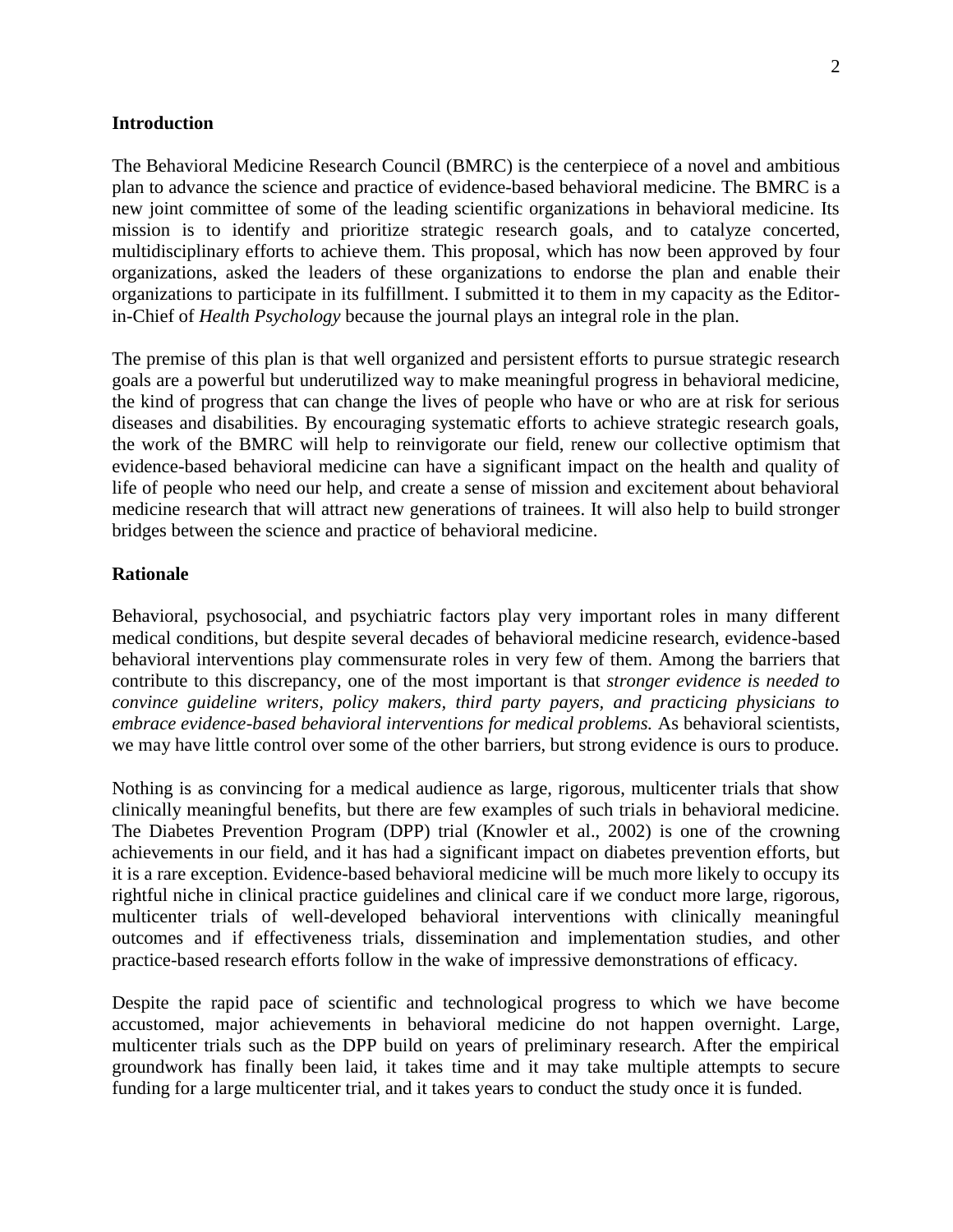## Introduction

The Behavioral Medicine Research Council (BMRC) is the centerpiece of a novel and ambitious plan to advance the science and practice of evidence-based behavioral medicine. The BMRC is a new joint committee of some of the leading scientific organizations in behavioral medicine. Its mission is to identify and prioritize strategic research goals, and to catalyze concerted, multidisciplinary efforts to achieve them. This proposal, which has now been approved by four organizations, asked the leaders of these organizations to endorse the plan and enable their organizations to participate in its fulfillment. I submitted it to them in my capacity as the Editor-in-Chief of *Health Psychology* because the journal plays an integral role in the plan.

The premise of this plan is that well organized and persistent efforts to pursue strategic research goals are a powerful but underutilized way to make meaningful progress in behavioral medicine, the kind of progress that can change the lives of people who have or who are at risk for serious diseases and disabilities. By encouraging systematic efforts to achieve strategic research goals, the work of the BMRC will help to reinvigorate our field, renew our collective optimism that evidence-based behavioral medicine can have a significant impact on the health and quality of life of people who need our help, and create a sense of mission and excitement about behavioral medicine research that will attract new generations of trainees. It will also help to build stronger bridges between the science and practice of behavioral medicine.

## Rationale

Behavioral, psychosocial, and psychiatric factors play very important roles in many different medical conditions, but despite several decades of behavioral medicine research, evidence-based behavioral interventions play commensurate roles in very few of them. Among the barriers that contribute to this discrepancy, one of the most important is that *stronger evidence is needed to convince guideline writers, policy makers, third party payers, and practicing physicians to embrace evidence-based behavioral interventions for medical problems.* As behavioral scientists, we may have little control over some of the other barriers, but strong evidence is ours to produce.

Nothing is as convincing for a medical audience as large, rigorous, multicenter trials that show clinically meaningful benefits, but there are few examples of such trials in behavioral medicine. The Diabetes Prevention Program (DPP) trial (Knowler et al., 2002) is one of the crowning achievements in our field, and it has had a significant impact on diabetes prevention efforts, but it is a rare exception. Evidence-based behavioral medicine will be much more likely to occupy its rightful niche in clinical practice guidelines and clinical care if we conduct more large, rigorous, multicenter trials of well-developed behavioral interventions with clinically meaningful outcomes and if effectiveness trials, dissemination and implementation studies, and other practice-based research efforts follow in the wake of impressive demonstrations of efficacy.

Despite the rapid pace of scientific and technological progress to which we have become accustomed, major achievements in behavioral medicine do not happen overnight. Large, multicenter trials such as the DPP build on years of preliminary research. After the empirical groundwork has finally been laid, it takes time and it may take multiple attempts to secure funding for a large multicenter trial, and it takes years to conduct the study once it is funded.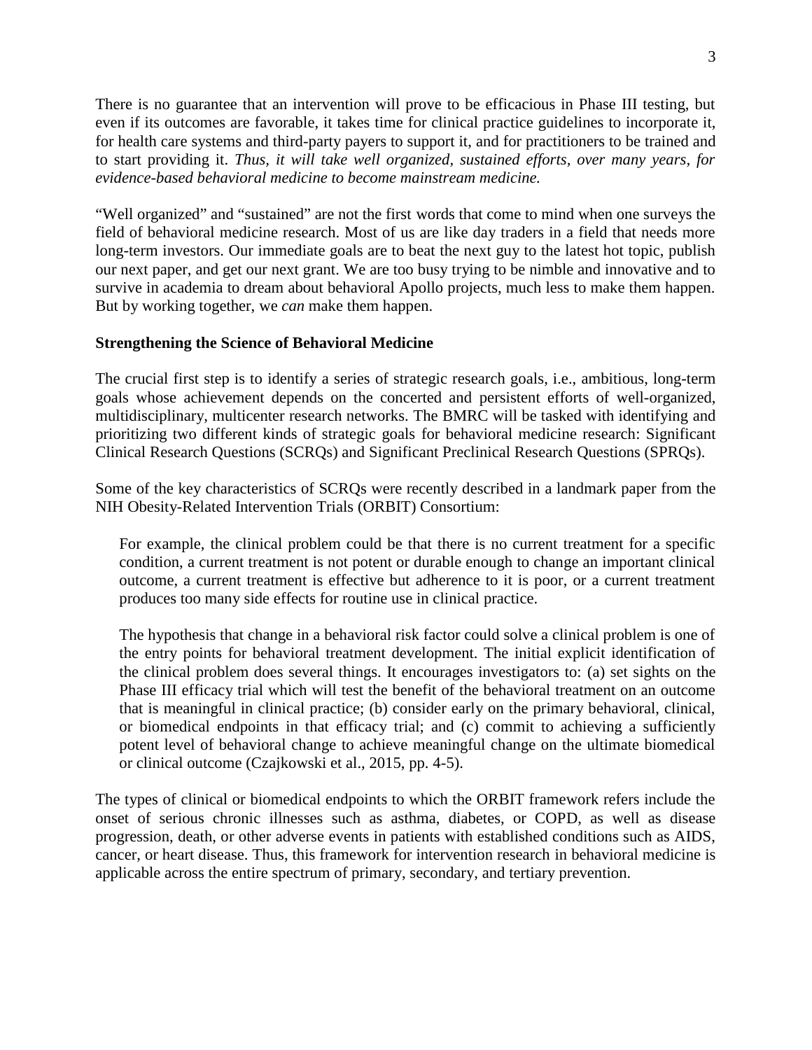There is no guarantee that an intervention will prove to be efficacious in Phase III testing, but even if its outcomes are favorable, it takes time for clinical practice guidelines to incorporate it, for health care systems and third-party payers to support it, and for practitioners to be trained and to start providing it. *Thus, it will take well organized, sustained efforts, over many years, for evidence-based behavioral medicine to become mainstream medicine.*

"Well organized" and "sustained" are not the first words that come to mind when one surveys the field of behavioral medicine research. Most of us are like day traders in a field that needs more long-term investors. Our immediate goals are to beat the next guy to the latest hot topic, publish our next paper, and get our next grant. We are too busy trying to be nimble and innovative and to survive in academia to dream about behavioral Apollo projects, much less to make them happen. But by working together, we *can* make them happen.

**Strengthening the Science of Behavioral Medicine**

The crucial first step is to identify a series of strategic research goals, i.e., ambitious, long-term goals whose achievement depends on the concerted and persistent efforts of well-organized, multidisciplinary, multicenter research networks. The BMRC will be tasked with identifying and prioritizing two different kinds of strategic goals for behavioral medicine research: Significant Clinical Research Questions (SCRQs) and Significant Preclinical Research Questions (SPRQs).

Some of the key characteristics of SCRQs were recently described in a landmark paper from the NIH Obesity-Related Intervention Trials (ORBIT) Consortium:

> For example, the clinical problem could be that there is no current treatment for a specific condition, a current treatment is not potent or durable enough to change an important clinical outcome, a current treatment is effective but adherence to it is poor, or a current treatment produces too many side effects for routine use in clinical practice.
>
> The hypothesis that change in a behavioral risk factor could solve a clinical problem is one of the entry points for behavioral treatment development. The initial explicit identification of the clinical problem does several things. It encourages investigators to: (a) set sights on the Phase III efficacy trial which will test the benefit of the behavioral treatment on an outcome that is meaningful in clinical practice; (b) consider early on the primary behavioral, clinical, or biomedical endpoints in that efficacy trial; and (c) commit to achieving a sufficiently potent level of behavioral change to achieve meaningful change on the ultimate biomedical or clinical outcome (Czajkowski et al., 2015, pp. 4-5).

The types of clinical or biomedical endpoints to which the ORBIT framework refers include the onset of serious chronic illnesses such as asthma, diabetes, or COPD, as well as disease progression, death, or other adverse events in patients with established conditions such as AIDS, cancer, or heart disease. Thus, this framework for intervention research in behavioral medicine is applicable across the entire spectrum of primary, secondary, and tertiary prevention.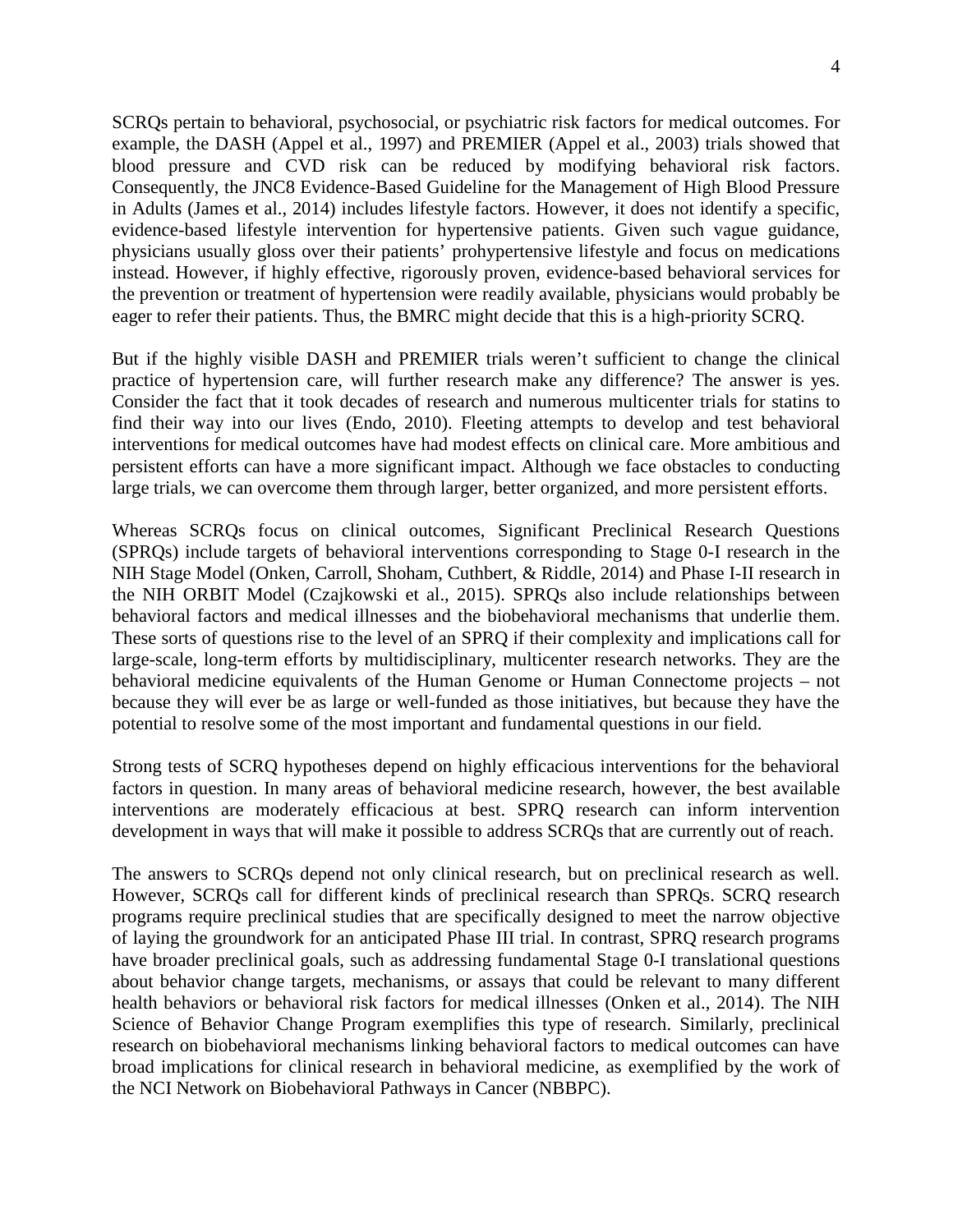SCRQs pertain to behavioral, psychosocial, or psychiatric risk factors for medical outcomes. For example, the DASH (Appel et al., 1997) and PREMIER (Appel et al., 2003) trials showed that blood pressure and CVD risk can be reduced by modifying behavioral risk factors. Consequently, the JNC8 Evidence-Based Guideline for the Management of High Blood Pressure in Adults (James et al., 2014) includes lifestyle factors. However, it does not identify a specific, evidence-based lifestyle intervention for hypertensive patients. Given such vague guidance, physicians usually gloss over their patients' prohypertensive lifestyle and focus on medications instead. However, if highly effective, rigorously proven, evidence-based behavioral services for the prevention or treatment of hypertension were readily available, physicians would probably be eager to refer their patients. Thus, the BMRC might decide that this is a high-priority SCRQ.

But if the highly visible DASH and PREMIER trials weren't sufficient to change the clinical practice of hypertension care, will further research make any difference? The answer is yes. Consider the fact that it took decades of research and numerous multicenter trials for statins to find their way into our lives (Endo, 2010). Fleeting attempts to develop and test behavioral interventions for medical outcomes have had modest effects on clinical care. More ambitious and persistent efforts can have a more significant impact. Although we face obstacles to conducting large trials, we can overcome them through larger, better organized, and more persistent efforts.

Whereas SCRQs focus on clinical outcomes, Significant Preclinical Research Questions (SPRQs) include targets of behavioral interventions corresponding to Stage 0-I research in the NIH Stage Model (Onken, Carroll, Shoham, Cuthbert, & Riddle, 2014) and Phase I-II research in the NIH ORBIT Model (Czajkowski et al., 2015). SPRQs also include relationships between behavioral factors and medical illnesses and the biobehavioral mechanisms that underlie them. These sorts of questions rise to the level of an SPRQ if their complexity and implications call for large-scale, long-term efforts by multidisciplinary, multicenter research networks. They are the behavioral medicine equivalents of the Human Genome or Human Connectome projects – not because they will ever be as large or well-funded as those initiatives, but because they have the potential to resolve some of the most important and fundamental questions in our field.

Strong tests of SCRQ hypotheses depend on highly efficacious interventions for the behavioral factors in question. In many areas of behavioral medicine research, however, the best available interventions are moderately efficacious at best. SPRQ research can inform intervention development in ways that will make it possible to address SCRQs that are currently out of reach.

The answers to SCRQs depend not only clinical research, but on preclinical research as well. However, SCRQs call for different kinds of preclinical research than SPRQs. SCRQ research programs require preclinical studies that are specifically designed to meet the narrow objective of laying the groundwork for an anticipated Phase III trial. In contrast, SPRQ research programs have broader preclinical goals, such as addressing fundamental Stage 0-I translational questions about behavior change targets, mechanisms, or assays that could be relevant to many different health behaviors or behavioral risk factors for medical illnesses (Onken et al., 2014). The NIH Science of Behavior Change Program exemplifies this type of research. Similarly, preclinical research on biobehavioral mechanisms linking behavioral factors to medical outcomes can have broad implications for clinical research in behavioral medicine, as exemplified by the work of the NCI Network on Biobehavioral Pathways in Cancer (NBBPC).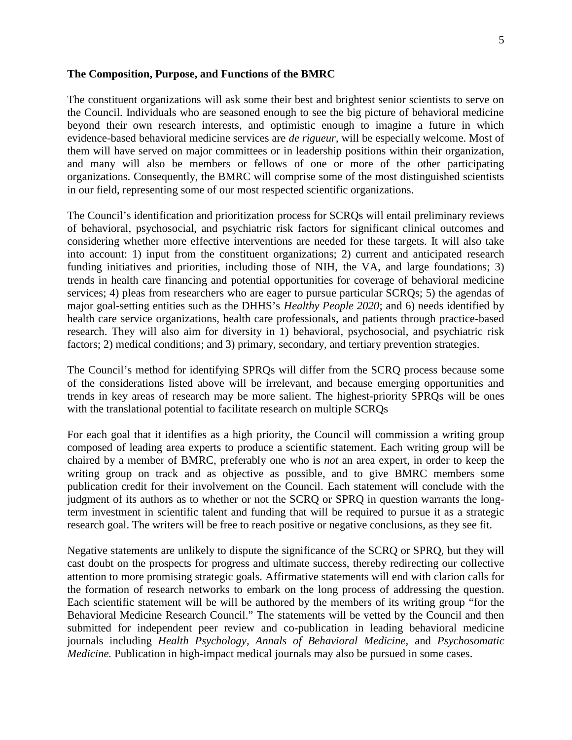**The Composition, Purpose, and Functions of the BMRC**

The constituent organizations will ask some their best and brightest senior scientists to serve on the Council. Individuals who are seasoned enough to see the big picture of behavioral medicine beyond their own research interests, and optimistic enough to imagine a future in which evidence-based behavioral medicine services are *de rigueur*, will be especially welcome. Most of them will have served on major committees or in leadership positions within their organization, and many will also be members or fellows of one or more of the other participating organizations. Consequently, the BMRC will comprise some of the most distinguished scientists in our field, representing some of our most respected scientific organizations.

The Council's identification and prioritization process for SCRQs will entail preliminary reviews of behavioral, psychosocial, and psychiatric risk factors for significant clinical outcomes and considering whether more effective interventions are needed for these targets. It will also take into account: 1) input from the constituent organizations; 2) current and anticipated research funding initiatives and priorities, including those of NIH, the VA, and large foundations; 3) trends in health care financing and potential opportunities for coverage of behavioral medicine services; 4) pleas from researchers who are eager to pursue particular SCRQs; 5) the agendas of major goal-setting entities such as the DHHS's *Healthy People 2020*; and 6) needs identified by health care service organizations, health care professionals, and patients through practice-based research. They will also aim for diversity in 1) behavioral, psychosocial, and psychiatric risk factors; 2) medical conditions; and 3) primary, secondary, and tertiary prevention strategies.

The Council's method for identifying SPRQs will differ from the SCRQ process because some of the considerations listed above will be irrelevant, and because emerging opportunities and trends in key areas of research may be more salient. The highest-priority SPRQs will be ones with the translational potential to facilitate research on multiple SCRQs

For each goal that it identifies as a high priority, the Council will commission a writing group composed of leading area experts to produce a scientific statement. Each writing group will be chaired by a member of BMRC, preferably one who is *not* an area expert, in order to keep the writing group on track and as objective as possible, and to give BMRC members some publication credit for their involvement on the Council. Each statement will conclude with the judgment of its authors as to whether or not the SCRQ or SPRQ in question warrants the long-term investment in scientific talent and funding that will be required to pursue it as a strategic research goal. The writers will be free to reach positive or negative conclusions, as they see fit.

Negative statements are unlikely to dispute the significance of the SCRQ or SPRQ, but they will cast doubt on the prospects for progress and ultimate success, thereby redirecting our collective attention to more promising strategic goals. Affirmative statements will end with clarion calls for the formation of research networks to embark on the long process of addressing the question. Each scientific statement will be will be authored by the members of its writing group "for the Behavioral Medicine Research Council." The statements will be vetted by the Council and then submitted for independent peer review and co-publication in leading behavioral medicine journals including *Health Psychology, Annals of Behavioral Medicine,* and *Psychosomatic Medicine.* Publication in high-impact medical journals may also be pursued in some cases.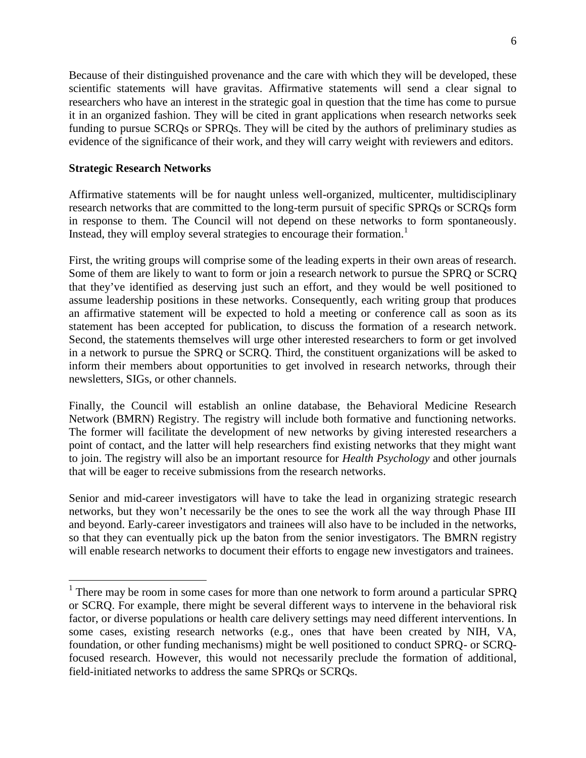Because of their distinguished provenance and the care with which they will be developed, these scientific statements will have gravitas. Affirmative statements will send a clear signal to researchers who have an interest in the strategic goal in question that the time has come to pursue it in an organized fashion. They will be cited in grant applications when research networks seek funding to pursue SCRQs or SPRQs. They will be cited by the authors of preliminary studies as evidence of the significance of their work, and they will carry weight with reviewers and editors.

**Strategic Research Networks**

Affirmative statements will be for naught unless well-organized, multicenter, multidisciplinary research networks that are committed to the long-term pursuit of specific SPRQs or SCRQs form in response to them. The Council will not depend on these networks to form spontaneously. Instead, they will employ several strategies to encourage their formation.[1]

First, the writing groups will comprise some of the leading experts in their own areas of research. Some of them are likely to want to form or join a research network to pursue the SPRQ or SCRQ that they've identified as deserving just such an effort, and they would be well positioned to assume leadership positions in these networks. Consequently, each writing group that produces an affirmative statement will be expected to hold a meeting or conference call as soon as its statement has been accepted for publication, to discuss the formation of a research network. Second, the statements themselves will urge other interested researchers to form or get involved in a network to pursue the SPRQ or SCRQ. Third, the constituent organizations will be asked to inform their members about opportunities to get involved in research networks, through their newsletters, SIGs, or other channels.

Finally, the Council will establish an online database, the Behavioral Medicine Research Network (BMRN) Registry. The registry will include both formative and functioning networks. The former will facilitate the development of new networks by giving interested researchers a point of contact, and the latter will help researchers find existing networks that they might want to join. The registry will also be an important resource for *Health Psychology* and other journals that will be eager to receive submissions from the research networks.

Senior and mid-career investigators will have to take the lead in organizing strategic research networks, but they won't necessarily be the ones to see the work all the way through Phase III and beyond. Early-career investigators and trainees will also have to be included in the networks, so that they can eventually pick up the baton from the senior investigators. The BMRN registry will enable research networks to document their efforts to engage new investigators and trainees.

---

[1] There may be room in some cases for more than one network to form around a particular SPRQ or SCRQ. For example, there might be several different ways to intervene in the behavioral risk factor, or diverse populations or health care delivery settings may need different interventions. In some cases, existing research networks (e.g., ones that have been created by NIH, VA, foundation, or other funding mechanisms) might be well positioned to conduct SPRQ- or SCRQ-focused research. However, this would not necessarily preclude the formation of additional, field-initiated networks to address the same SPRQs or SCRQs.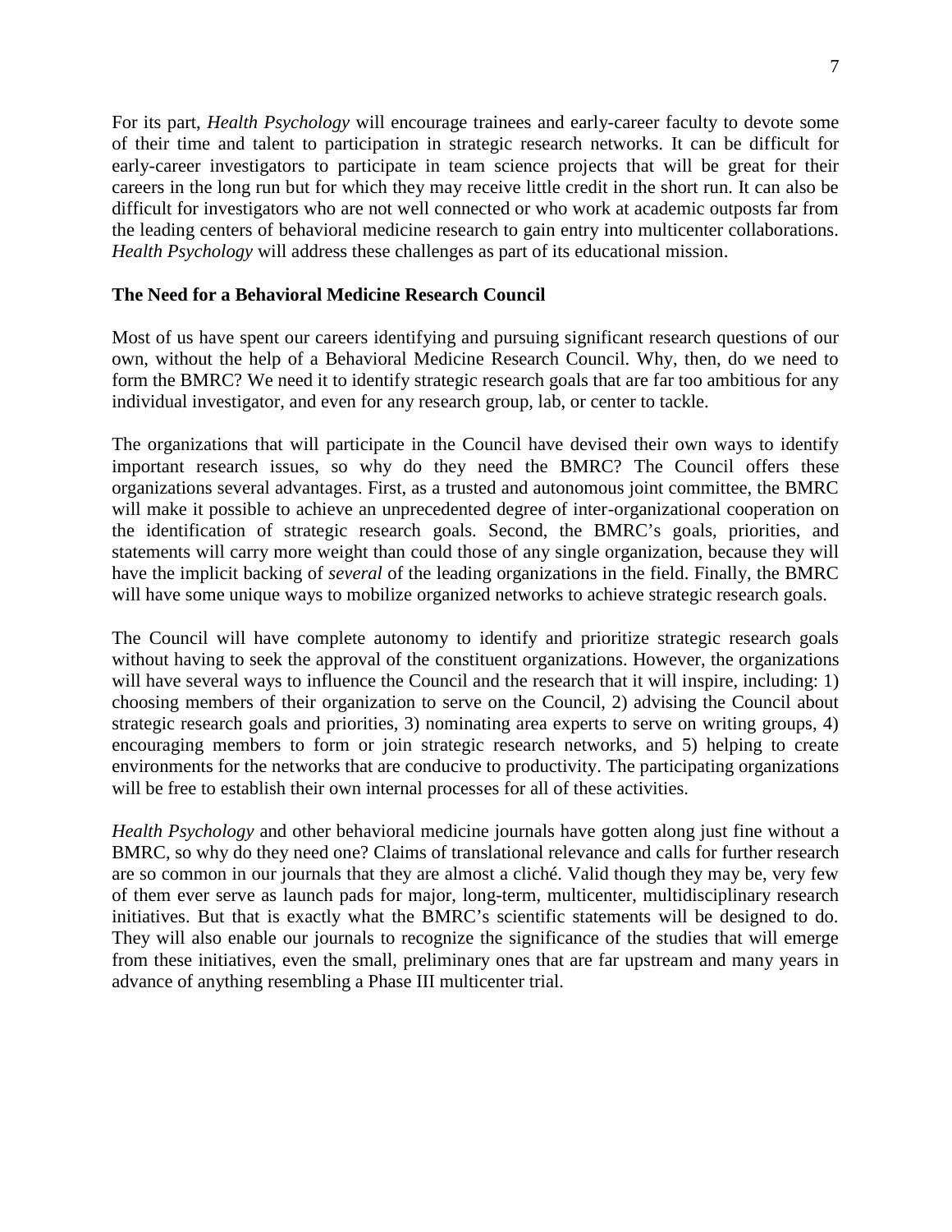For its part, *Health Psychology* will encourage trainees and early-career faculty to devote some of their time and talent to participation in strategic research networks. It can be difficult for early-career investigators to participate in team science projects that will be great for their careers in the long run but for which they may receive little credit in the short run. It can also be difficult for investigators who are not well connected or who work at academic outposts far from the leading centers of behavioral medicine research to gain entry into multicenter collaborations. *Health Psychology* will address these challenges as part of its educational mission.

**The Need for a Behavioral Medicine Research Council**

Most of us have spent our careers identifying and pursuing significant research questions of our own, without the help of a Behavioral Medicine Research Council. Why, then, do we need to form the BMRC? We need it to identify strategic research goals that are far too ambitious for any individual investigator, and even for any research group, lab, or center to tackle.

The organizations that will participate in the Council have devised their own ways to identify important research issues, so why do they need the BMRC? The Council offers these organizations several advantages. First, as a trusted and autonomous joint committee, the BMRC will make it possible to achieve an unprecedented degree of inter-organizational cooperation on the identification of strategic research goals. Second, the BMRC's goals, priorities, and statements will carry more weight than could those of any single organization, because they will have the implicit backing of *several* of the leading organizations in the field. Finally, the BMRC will have some unique ways to mobilize organized networks to achieve strategic research goals.

The Council will have complete autonomy to identify and prioritize strategic research goals without having to seek the approval of the constituent organizations. However, the organizations will have several ways to influence the Council and the research that it will inspire, including: 1) choosing members of their organization to serve on the Council, 2) advising the Council about strategic research goals and priorities, 3) nominating area experts to serve on writing groups, 4) encouraging members to form or join strategic research networks, and 5) helping to create environments for the networks that are conducive to productivity. The participating organizations will be free to establish their own internal processes for all of these activities.

*Health Psychology* and other behavioral medicine journals have gotten along just fine without a BMRC, so why do they need one? Claims of translational relevance and calls for further research are so common in our journals that they are almost a cliché. Valid though they may be, very few of them ever serve as launch pads for major, long-term, multicenter, multidisciplinary research initiatives. But that is exactly what the BMRC's scientific statements will be designed to do. They will also enable our journals to recognize the significance of the studies that will emerge from these initiatives, even the small, preliminary ones that are far upstream and many years in advance of anything resembling a Phase III multicenter trial.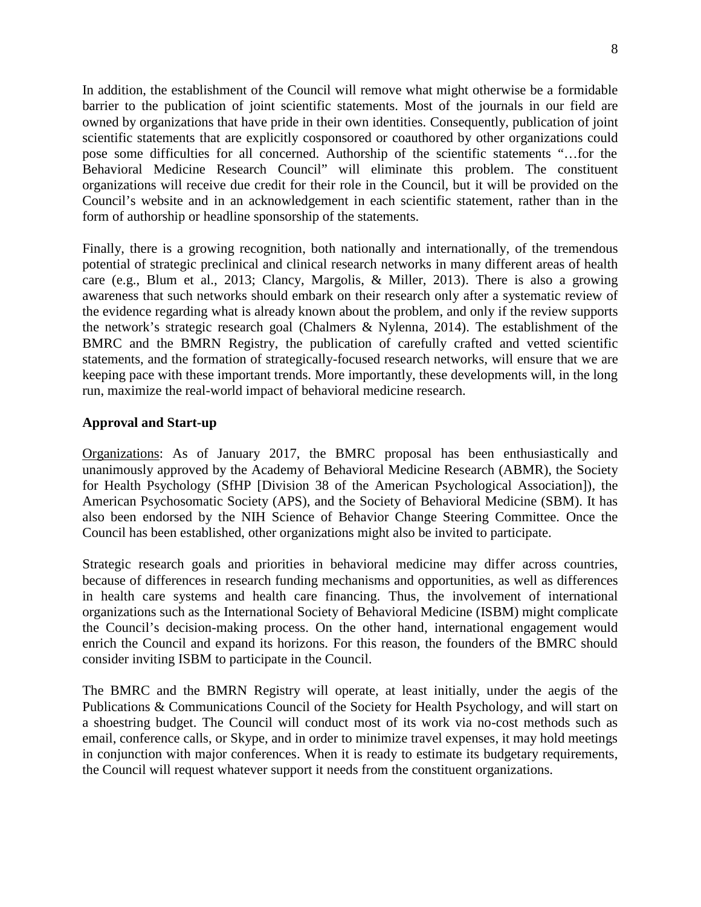In addition, the establishment of the Council will remove what might otherwise be a formidable barrier to the publication of joint scientific statements. Most of the journals in our field are owned by organizations that have pride in their own identities. Consequently, publication of joint scientific statements that are explicitly cosponsored or coauthored by other organizations could pose some difficulties for all concerned. Authorship of the scientific statements "…for the Behavioral Medicine Research Council" will eliminate this problem. The constituent organizations will receive due credit for their role in the Council, but it will be provided on the Council's website and in an acknowledgement in each scientific statement, rather than in the form of authorship or headline sponsorship of the statements.

Finally, there is a growing recognition, both nationally and internationally, of the tremendous potential of strategic preclinical and clinical research networks in many different areas of health care (e.g., Blum et al., 2013; Clancy, Margolis, & Miller, 2013). There is also a growing awareness that such networks should embark on their research only after a systematic review of the evidence regarding what is already known about the problem, and only if the review supports the network's strategic research goal (Chalmers & Nylenna, 2014). The establishment of the BMRC and the BMRN Registry, the publication of carefully crafted and vetted scientific statements, and the formation of strategically-focused research networks, will ensure that we are keeping pace with these important trends. More importantly, these developments will, in the long run, maximize the real-world impact of behavioral medicine research.

**Approval and Start-up**

Organizations: As of January 2017, the BMRC proposal has been enthusiastically and unanimously approved by the Academy of Behavioral Medicine Research (ABMR), the Society for Health Psychology (SfHP [Division 38 of the American Psychological Association]), the American Psychosomatic Society (APS), and the Society of Behavioral Medicine (SBM). It has also been endorsed by the NIH Science of Behavior Change Steering Committee. Once the Council has been established, other organizations might also be invited to participate.

Strategic research goals and priorities in behavioral medicine may differ across countries, because of differences in research funding mechanisms and opportunities, as well as differences in health care systems and health care financing. Thus, the involvement of international organizations such as the International Society of Behavioral Medicine (ISBM) might complicate the Council's decision-making process. On the other hand, international engagement would enrich the Council and expand its horizons. For this reason, the founders of the BMRC should consider inviting ISBM to participate in the Council.

The BMRC and the BMRN Registry will operate, at least initially, under the aegis of the Publications & Communications Council of the Society for Health Psychology, and will start on a shoestring budget. The Council will conduct most of its work via no-cost methods such as email, conference calls, or Skype, and in order to minimize travel expenses, it may hold meetings in conjunction with major conferences. When it is ready to estimate its budgetary requirements, the Council will request whatever support it needs from the constituent organizations.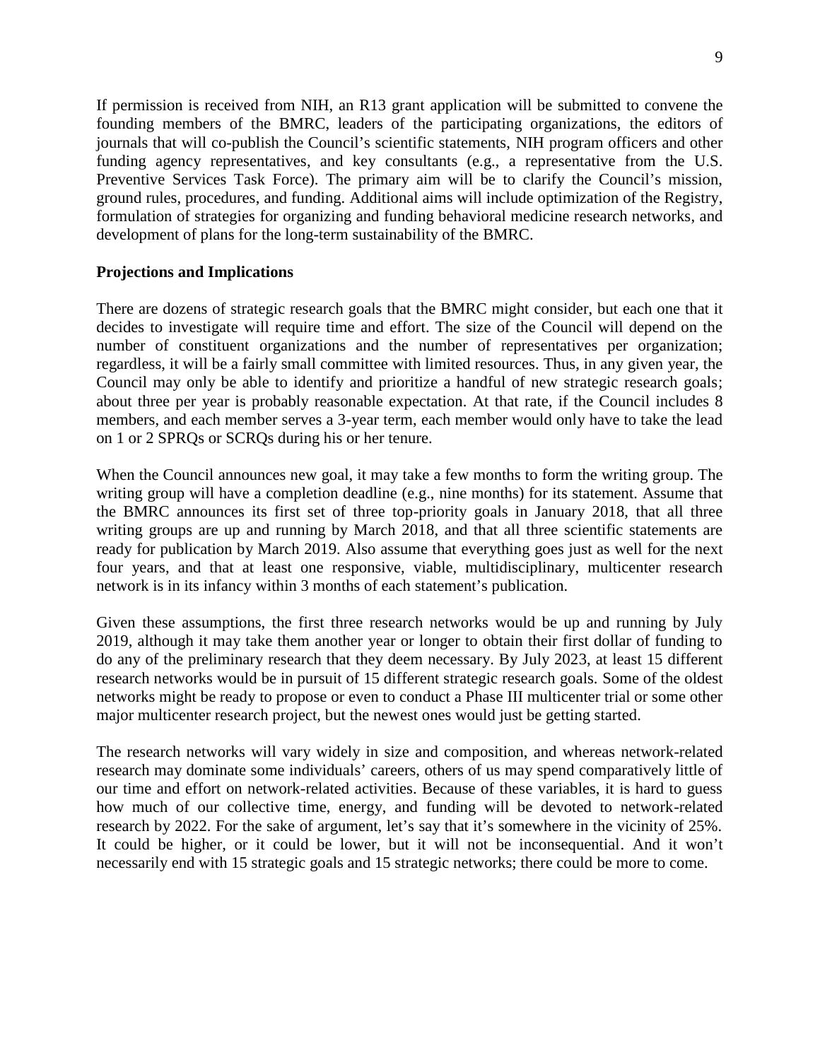If permission is received from NIH, an R13 grant application will be submitted to convene the founding members of the BMRC, leaders of the participating organizations, the editors of journals that will co-publish the Council's scientific statements, NIH program officers and other funding agency representatives, and key consultants (e.g., a representative from the U.S. Preventive Services Task Force). The primary aim will be to clarify the Council's mission, ground rules, procedures, and funding. Additional aims will include optimization of the Registry, formulation of strategies for organizing and funding behavioral medicine research networks, and development of plans for the long-term sustainability of the BMRC.

**Projections and Implications**

There are dozens of strategic research goals that the BMRC might consider, but each one that it decides to investigate will require time and effort. The size of the Council will depend on the number of constituent organizations and the number of representatives per organization; regardless, it will be a fairly small committee with limited resources. Thus, in any given year, the Council may only be able to identify and prioritize a handful of new strategic research goals; about three per year is probably reasonable expectation. At that rate, if the Council includes 8 members, and each member serves a 3-year term, each member would only have to take the lead on 1 or 2 SPRQs or SCRQs during his or her tenure.

When the Council announces new goal, it may take a few months to form the writing group. The writing group will have a completion deadline (e.g., nine months) for its statement. Assume that the BMRC announces its first set of three top-priority goals in January 2018, that all three writing groups are up and running by March 2018, and that all three scientific statements are ready for publication by March 2019. Also assume that everything goes just as well for the next four years, and that at least one responsive, viable, multidisciplinary, multicenter research network is in its infancy within 3 months of each statement's publication.

Given these assumptions, the first three research networks would be up and running by July 2019, although it may take them another year or longer to obtain their first dollar of funding to do any of the preliminary research that they deem necessary. By July 2023, at least 15 different research networks would be in pursuit of 15 different strategic research goals. Some of the oldest networks might be ready to propose or even to conduct a Phase III multicenter trial or some other major multicenter research project, but the newest ones would just be getting started.

The research networks will vary widely in size and composition, and whereas network-related research may dominate some individuals' careers, others of us may spend comparatively little of our time and effort on network-related activities. Because of these variables, it is hard to guess how much of our collective time, energy, and funding will be devoted to network-related research by 2022. For the sake of argument, let's say that it's somewhere in the vicinity of 25%. It could be higher, or it could be lower, but it will not be inconsequential. And it won't necessarily end with 15 strategic goals and 15 strategic networks; there could be more to come.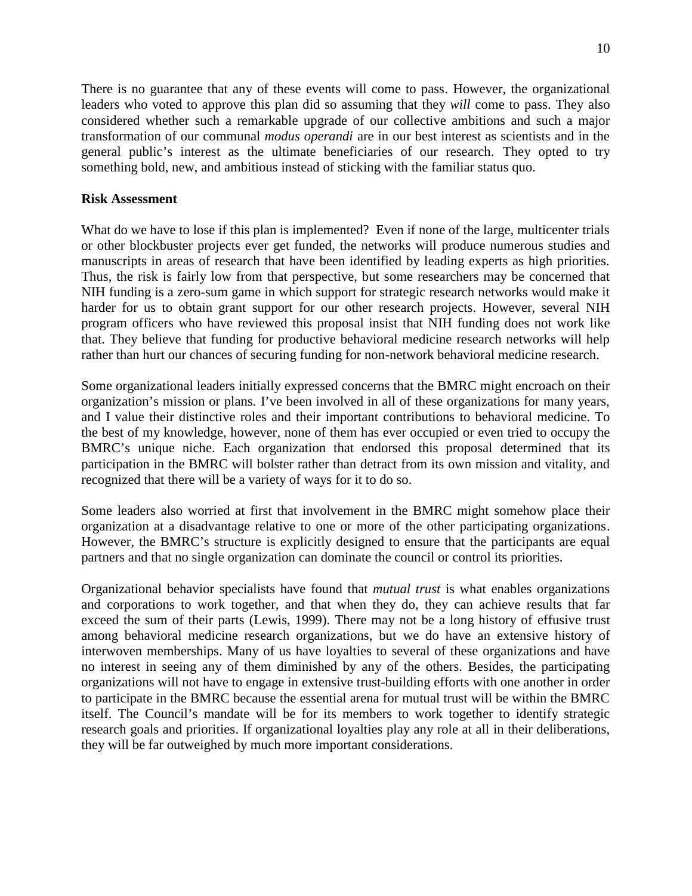There is no guarantee that any of these events will come to pass. However, the organizational leaders who voted to approve this plan did so assuming that they *will* come to pass. They also considered whether such a remarkable upgrade of our collective ambitions and such a major transformation of our communal *modus operandi* are in our best interest as scientists and in the general public's interest as the ultimate beneficiaries of our research. They opted to try something bold, new, and ambitious instead of sticking with the familiar status quo.

**Risk Assessment**

What do we have to lose if this plan is implemented? Even if none of the large, multicenter trials or other blockbuster projects ever get funded, the networks will produce numerous studies and manuscripts in areas of research that have been identified by leading experts as high priorities. Thus, the risk is fairly low from that perspective, but some researchers may be concerned that NIH funding is a zero-sum game in which support for strategic research networks would make it harder for us to obtain grant support for our other research projects. However, several NIH program officers who have reviewed this proposal insist that NIH funding does not work like that. They believe that funding for productive behavioral medicine research networks will help rather than hurt our chances of securing funding for non-network behavioral medicine research.

Some organizational leaders initially expressed concerns that the BMRC might encroach on their organization's mission or plans. I've been involved in all of these organizations for many years, and I value their distinctive roles and their important contributions to behavioral medicine. To the best of my knowledge, however, none of them has ever occupied or even tried to occupy the BMRC's unique niche. Each organization that endorsed this proposal determined that its participation in the BMRC will bolster rather than detract from its own mission and vitality, and recognized that there will be a variety of ways for it to do so.

Some leaders also worried at first that involvement in the BMRC might somehow place their organization at a disadvantage relative to one or more of the other participating organizations. However, the BMRC's structure is explicitly designed to ensure that the participants are equal partners and that no single organization can dominate the council or control its priorities.

Organizational behavior specialists have found that *mutual trust* is what enables organizations and corporations to work together, and that when they do, they can achieve results that far exceed the sum of their parts (Lewis, 1999). There may not be a long history of effusive trust among behavioral medicine research organizations, but we do have an extensive history of interwoven memberships. Many of us have loyalties to several of these organizations and have no interest in seeing any of them diminished by any of the others. Besides, the participating organizations will not have to engage in extensive trust-building efforts with one another in order to participate in the BMRC because the essential arena for mutual trust will be within the BMRC itself. The Council's mandate will be for its members to work together to identify strategic research goals and priorities. If organizational loyalties play any role at all in their deliberations, they will be far outweighed by much more important considerations.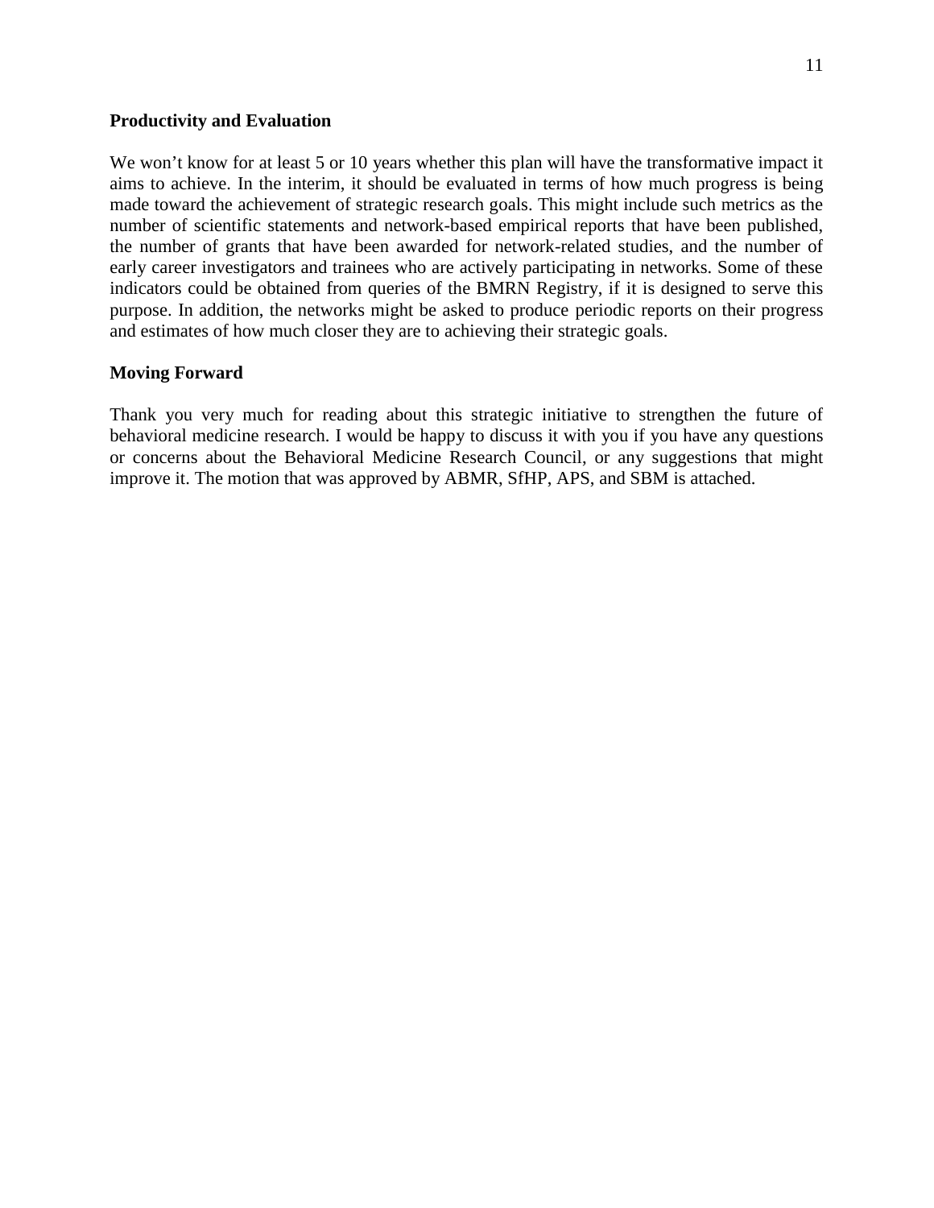**Productivity and Evaluation**

We won't know for at least 5 or 10 years whether this plan will have the transformative impact it aims to achieve. In the interim, it should be evaluated in terms of how much progress is being made toward the achievement of strategic research goals. This might include such metrics as the number of scientific statements and network-based empirical reports that have been published, the number of grants that have been awarded for network-related studies, and the number of early career investigators and trainees who are actively participating in networks. Some of these indicators could be obtained from queries of the BMRN Registry, if it is designed to serve this purpose. In addition, the networks might be asked to produce periodic reports on their progress and estimates of how much closer they are to achieving their strategic goals.

**Moving Forward**

Thank you very much for reading about this strategic initiative to strengthen the future of behavioral medicine research. I would be happy to discuss it with you if you have any questions or concerns about the Behavioral Medicine Research Council, or any suggestions that might improve it. The motion that was approved by ABMR, SfHP, APS, and SBM is attached.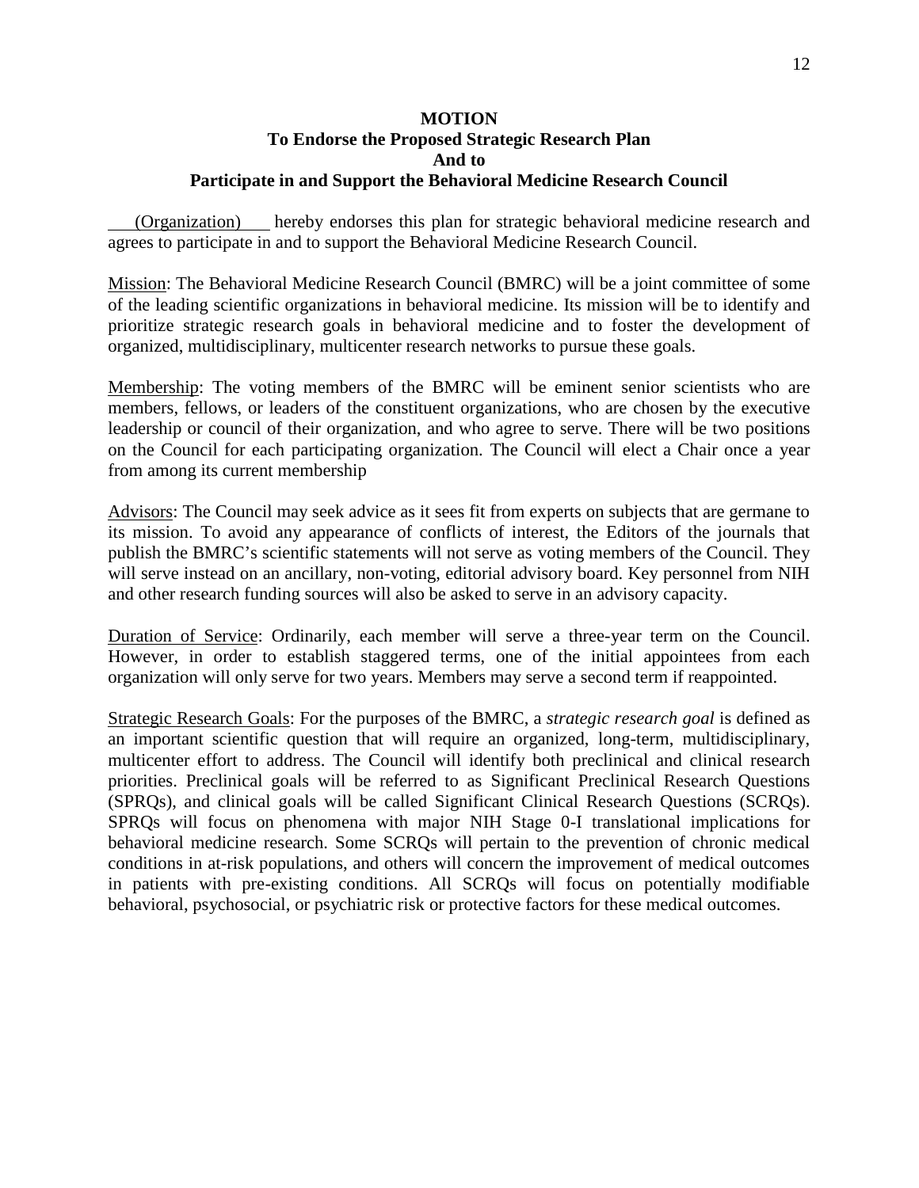**MOTION**
**To Endorse the Proposed Strategic Research Plan**
**And to**
**Participate in and Support the Behavioral Medicine Research Council**

(Organization) hereby endorses this plan for strategic behavioral medicine research and agrees to participate in and to support the Behavioral Medicine Research Council.

Mission: The Behavioral Medicine Research Council (BMRC) will be a joint committee of some of the leading scientific organizations in behavioral medicine. Its mission will be to identify and prioritize strategic research goals in behavioral medicine and to foster the development of organized, multidisciplinary, multicenter research networks to pursue these goals.

Membership: The voting members of the BMRC will be eminent senior scientists who are members, fellows, or leaders of the constituent organizations, who are chosen by the executive leadership or council of their organization, and who agree to serve. There will be two positions on the Council for each participating organization. The Council will elect a Chair once a year from among its current membership

Advisors: The Council may seek advice as it sees fit from experts on subjects that are germane to its mission. To avoid any appearance of conflicts of interest, the Editors of the journals that publish the BMRC's scientific statements will not serve as voting members of the Council. They will serve instead on an ancillary, non-voting, editorial advisory board. Key personnel from NIH and other research funding sources will also be asked to serve in an advisory capacity.

Duration of Service: Ordinarily, each member will serve a three-year term on the Council. However, in order to establish staggered terms, one of the initial appointees from each organization will only serve for two years. Members may serve a second term if reappointed.

Strategic Research Goals: For the purposes of the BMRC, a *strategic research goal* is defined as an important scientific question that will require an organized, long-term, multidisciplinary, multicenter effort to address. The Council will identify both preclinical and clinical research priorities. Preclinical goals will be referred to as Significant Preclinical Research Questions (SPRQs), and clinical goals will be called Significant Clinical Research Questions (SCRQs). SPRQs will focus on phenomena with major NIH Stage 0-I translational implications for behavioral medicine research. Some SCRQs will pertain to the prevention of chronic medical conditions in at-risk populations, and others will concern the improvement of medical outcomes in patients with pre-existing conditions. All SCRQs will focus on potentially modifiable behavioral, psychosocial, or psychiatric risk or protective factors for these medical outcomes.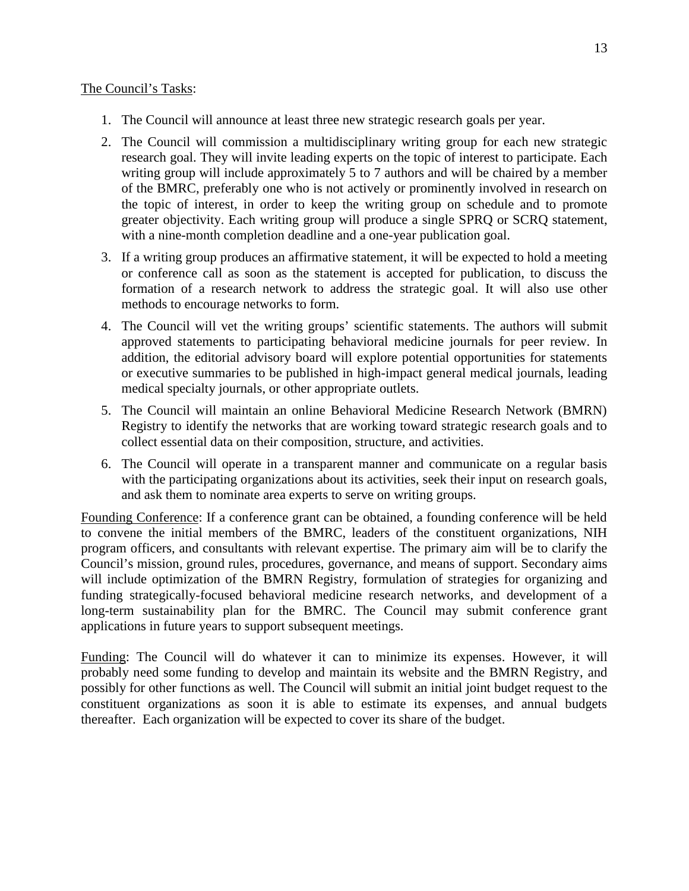The Council's Tasks:

1. The Council will announce at least three new strategic research goals per year.
2. The Council will commission a multidisciplinary writing group for each new strategic research goal. They will invite leading experts on the topic of interest to participate. Each writing group will include approximately 5 to 7 authors and will be chaired by a member of the BMRC, preferably one who is not actively or prominently involved in research on the topic of interest, in order to keep the writing group on schedule and to promote greater objectivity. Each writing group will produce a single SPRQ or SCRQ statement, with a nine-month completion deadline and a one-year publication goal.
3. If a writing group produces an affirmative statement, it will be expected to hold a meeting or conference call as soon as the statement is accepted for publication, to discuss the formation of a research network to address the strategic goal. It will also use other methods to encourage networks to form.
4. The Council will vet the writing groups' scientific statements. The authors will submit approved statements to participating behavioral medicine journals for peer review. In addition, the editorial advisory board will explore potential opportunities for statements or executive summaries to be published in high-impact general medical journals, leading medical specialty journals, or other appropriate outlets.
5. The Council will maintain an online Behavioral Medicine Research Network (BMRN) Registry to identify the networks that are working toward strategic research goals and to collect essential data on their composition, structure, and activities.
6. The Council will operate in a transparent manner and communicate on a regular basis with the participating organizations about its activities, seek their input on research goals, and ask them to nominate area experts to serve on writing groups.

Founding Conference: If a conference grant can be obtained, a founding conference will be held to convene the initial members of the BMRC, leaders of the constituent organizations, NIH program officers, and consultants with relevant expertise. The primary aim will be to clarify the Council's mission, ground rules, procedures, governance, and means of support. Secondary aims will include optimization of the BMRN Registry, formulation of strategies for organizing and funding strategically-focused behavioral medicine research networks, and development of a long-term sustainability plan for the BMRC. The Council may submit conference grant applications in future years to support subsequent meetings.

Funding: The Council will do whatever it can to minimize its expenses. However, it will probably need some funding to develop and maintain its website and the BMRN Registry, and possibly for other functions as well. The Council will submit an initial joint budget request to the constituent organizations as soon it is able to estimate its expenses, and annual budgets thereafter. Each organization will be expected to cover its share of the budget.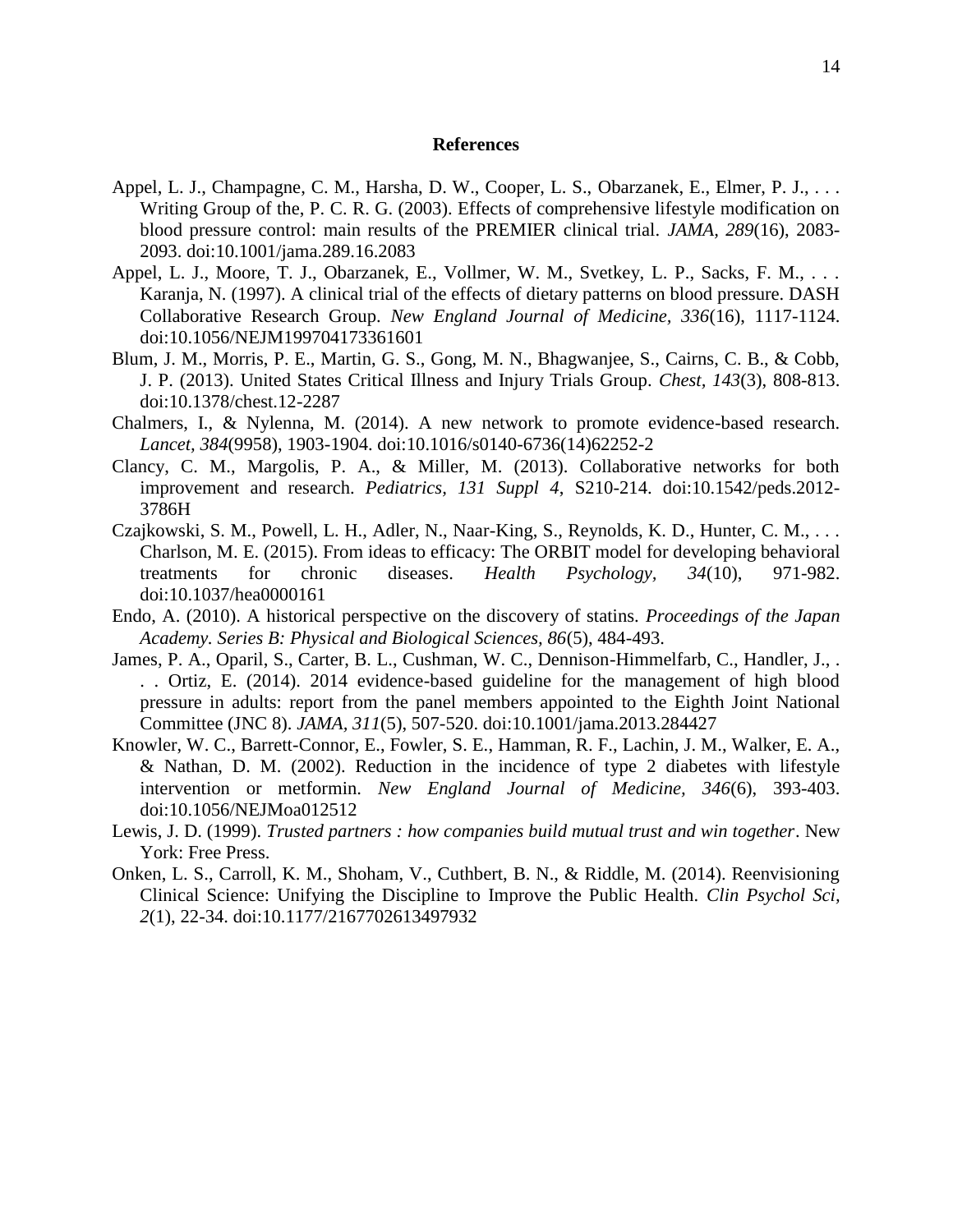# References

Appel, L. J., Champagne, C. M., Harsha, D. W., Cooper, L. S., Obarzanek, E., Elmer, P. J., . . . Writing Group of the, P. C. R. G. (2003). Effects of comprehensive lifestyle modification on blood pressure control: main results of the PREMIER clinical trial. *JAMA, 289*(16), 2083-2093. doi:10.1001/jama.289.16.2083

Appel, L. J., Moore, T. J., Obarzanek, E., Vollmer, W. M., Svetkey, L. P., Sacks, F. M., . . . Karanja, N. (1997). A clinical trial of the effects of dietary patterns on blood pressure. DASH Collaborative Research Group. *New England Journal of Medicine, 336*(16), 1117-1124. doi:10.1056/NEJM199704173361601

Blum, J. M., Morris, P. E., Martin, G. S., Gong, M. N., Bhagwanjee, S., Cairns, C. B., & Cobb, J. P. (2013). United States Critical Illness and Injury Trials Group. *Chest, 143*(3), 808-813. doi:10.1378/chest.12-2287

Chalmers, I., & Nylenna, M. (2014). A new network to promote evidence-based research. *Lancet, 384*(9958), 1903-1904. doi:10.1016/s0140-6736(14)62252-2

Clancy, C. M., Margolis, P. A., & Miller, M. (2013). Collaborative networks for both improvement and research. *Pediatrics, 131 Suppl 4*, S210-214. doi:10.1542/peds.2012-3786H

Czajkowski, S. M., Powell, L. H., Adler, N., Naar-King, S., Reynolds, K. D., Hunter, C. M., . . . Charlson, M. E. (2015). From ideas to efficacy: The ORBIT model for developing behavioral treatments for chronic diseases. *Health Psychology, 34*(10), 971-982. doi:10.1037/hea0000161

Endo, A. (2010). A historical perspective on the discovery of statins. *Proceedings of the Japan Academy. Series B: Physical and Biological Sciences, 86*(5), 484-493.

James, P. A., Oparil, S., Carter, B. L., Cushman, W. C., Dennison-Himmelfarb, C., Handler, J., . . . Ortiz, E. (2014). 2014 evidence-based guideline for the management of high blood pressure in adults: report from the panel members appointed to the Eighth Joint National Committee (JNC 8). *JAMA, 311*(5), 507-520. doi:10.1001/jama.2013.284427

Knowler, W. C., Barrett-Connor, E., Fowler, S. E., Hamman, R. F., Lachin, J. M., Walker, E. A., & Nathan, D. M. (2002). Reduction in the incidence of type 2 diabetes with lifestyle intervention or metformin. *New England Journal of Medicine, 346*(6), 393-403. doi:10.1056/NEJMoa012512

Lewis, J. D. (1999). *Trusted partners : how companies build mutual trust and win together*. New York: Free Press.

Onken, L. S., Carroll, K. M., Shoham, V., Cuthbert, B. N., & Riddle, M. (2014). Reenvisioning Clinical Science: Unifying the Discipline to Improve the Public Health. *Clin Psychol Sci, 2*(1), 22-34. doi:10.1177/2167702613497932